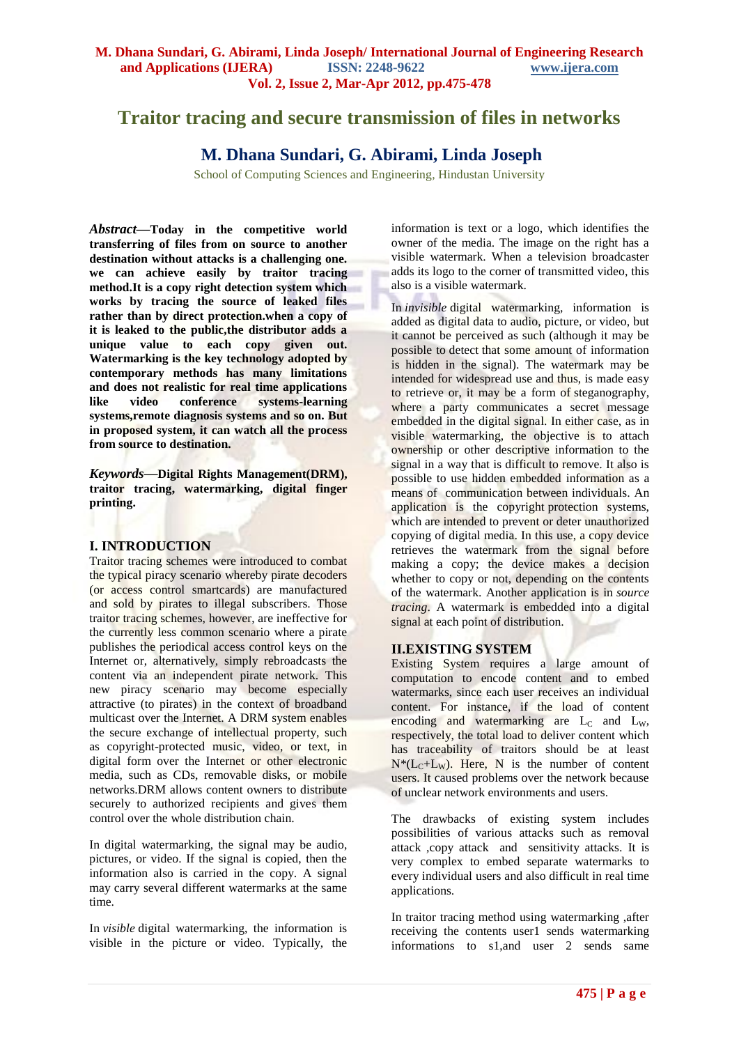# Traitor tracing and secure transmission of files in networks

## M. Dhana Sundari, G. Abirami, Linda Joseph

School of Computing Sciences and Engineering, Hindustan University

***Abstract*—Today in the competitive world transferring of files from on source to another destination without attacks is a challenging one. we can achieve easily by traitor tracing method.It is a copy right detection system which works by tracing the source of leaked files rather than by direct protection.when a copy of it is leaked to the public,the distributor adds a unique value to each copy given out. Watermarking is the key technology adopted by contemporary methods has many limitations and does not realistic for real time applications like video conference systems-learning systems,remote diagnosis systems and so on. But in proposed system, it can watch all the process from source to destination.**

***Keywords*—Digital Rights Management(DRM), traitor tracing, watermarking, digital finger printing.**

## I. INTRODUCTION

Traitor tracing schemes were introduced to combat the typical piracy scenario whereby pirate decoders (or access control smartcards) are manufactured and sold by pirates to illegal subscribers. Those traitor tracing schemes, however, are ineffective for the currently less common scenario where a pirate publishes the periodical access control keys on the Internet or, alternatively, simply rebroadcasts the content via an independent pirate network. This new piracy scenario may become especially attractive (to pirates) in the context of broadband multicast over the Internet. A DRM system enables the secure exchange of intellectual property, such as copyright-protected music, video, or text, in digital form over the Internet or other electronic media, such as CDs, removable disks, or mobile networks.DRM allows content owners to distribute securely to authorized recipients and gives them control over the whole distribution chain.

In digital watermarking, the signal may be audio, pictures, or video. If the signal is copied, then the information also is carried in the copy. A signal may carry several different watermarks at the same time.

In *visible* digital watermarking, the information is visible in the picture or video. Typically, the information is text or a logo, which identifies the owner of the media. The image on the right has a visible watermark. When a television broadcaster adds its logo to the corner of transmitted video, this also is a visible watermark.

In *invisible* digital watermarking, information is added as digital data to audio, picture, or video, but it cannot be perceived as such (although it may be possible to detect that some amount of information is hidden in the signal). The watermark may be intended for widespread use and thus, is made easy to retrieve or, it may be a form of steganography, where a party communicates a secret message embedded in the digital signal. In either case, as in visible watermarking, the objective is to attach ownership or other descriptive information to the signal in a way that is difficult to remove. It also is possible to use hidden embedded information as a means of communication between individuals. An application is the copyright protection systems, which are intended to prevent or deter unauthorized copying of digital media. In this use, a copy device retrieves the watermark from the signal before making a copy; the device makes a decision whether to copy or not, depending on the contents of the watermark. Another application is in *source tracing*. A watermark is embedded into a digital signal at each point of distribution.

## II.EXISTING SYSTEM

Existing System requires a large amount of computation to encode content and to embed watermarks, since each user receives an individual content. For instance, if the load of content encoding and watermarking are $L_C$ and $L_W$, respectively, the total load to deliver content which has traceability of traitors should be at least $N^*(L_C+L_W)$. Here, N is the number of content users. It caused problems over the network because of unclear network environments and users.

The drawbacks of existing system includes possibilities of various attacks such as removal attack ,copy attack and sensitivity attacks. It is very complex to embed separate watermarks to every individual users and also difficult in real time applications.

In traitor tracing method using watermarking ,after receiving the contents user1 sends watermarking informations to s1,and user 2 sends same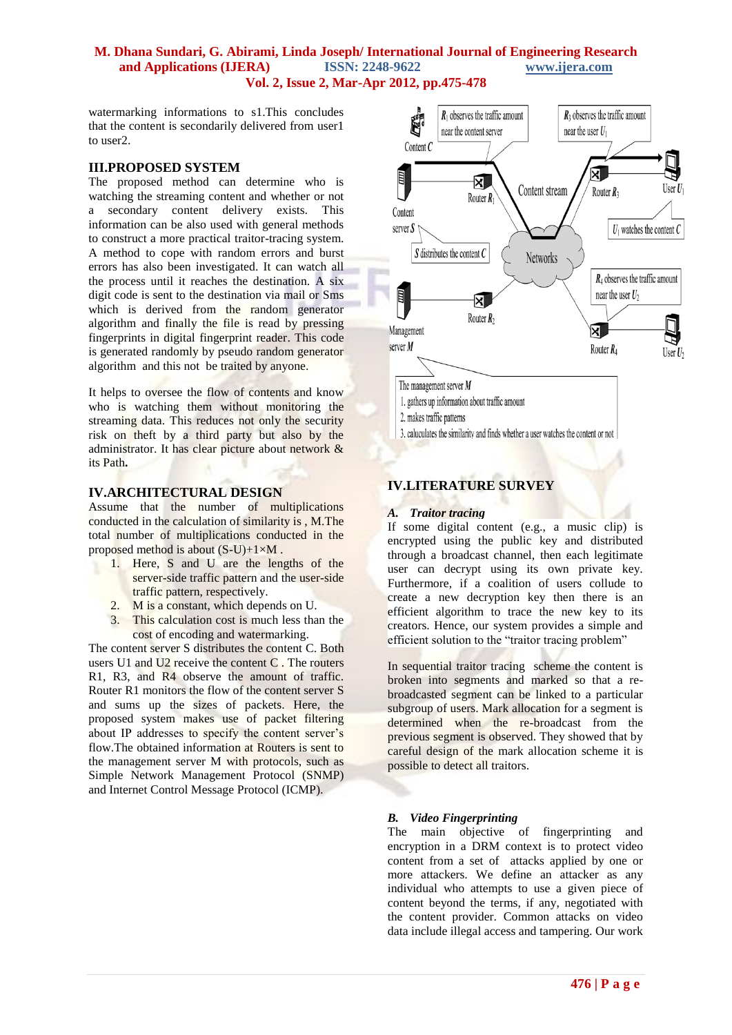watermarking informations to s1.This concludes that the content is secondarily delivered from user1 to user2.

## III.PROPOSED SYSTEM

The proposed method can determine who is watching the streaming content and whether or not a secondary content delivery exists. This information can be also used with general methods to construct a more practical traitor-tracing system. A method to cope with random errors and burst errors has also been investigated. It can watch all the process until it reaches the destination. A six digit code is sent to the destination via mail or Sms which is derived from the random generator algorithm and finally the file is read by pressing fingerprints in digital fingerprint reader. This code is generated randomly by pseudo random generator algorithm and this not be traited by anyone.

It helps to oversee the flow of contents and know who is watching them without monitoring the streaming data. This reduces not only the security risk on theft by a third party but also by the administrator. It has clear picture about network & its Path**.**

## IV.ARCHITECTURAL DESIGN

Assume that the number of multiplications conducted in the calculation of similarity is , M.The total number of multiplications conducted in the proposed method is about (S-U)+1×M .

1. Here, S and U are the lengths of the server-side traffic pattern and the user-side traffic pattern, respectively.
2. M is a constant, which depends on U.
3. This calculation cost is much less than the cost of encoding and watermarking.

The content server S distributes the content C. Both users U1 and U2 receive the content C . The routers R1, R3, and R4 observe the amount of traffic. Router R1 monitors the flow of the content server S and sums up the sizes of packets. Here, the proposed system makes use of packet filtering about IP addresses to specify the content server's flow.The obtained information at Routers is sent to the management server M with protocols, such as Simple Network Management Protocol (SNMP) and Internet Control Message Protocol (ICMP).

## IV.LITERATURE SURVEY

### *A. Traitor tracing*

If some digital content (e.g., a music clip) is encrypted using the public key and distributed through a broadcast channel, then each legitimate user can decrypt using its own private key. Furthermore, if a coalition of users collude to create a new decryption key then there is an efficient algorithm to trace the new key to its creators. Hence, our system provides a simple and efficient solution to the "traitor tracing problem"

In sequential traitor tracing scheme the content is broken into segments and marked so that a re-broadcasted segment can be linked to a particular subgroup of users. Mark allocation for a segment is determined when the re-broadcast from the previous segment is observed. They showed that by careful design of the mark allocation scheme it is possible to detect all traitors.

### *B. Video Fingerprinting*

The main objective of fingerprinting and encryption in a DRM context is to protect video content from a set of attacks applied by one or more attackers. We define an attacker as any individual who attempts to use a given piece of content beyond the terms, if any, negotiated with the content provider. Common attacks on video data include illegal access and tampering. Our work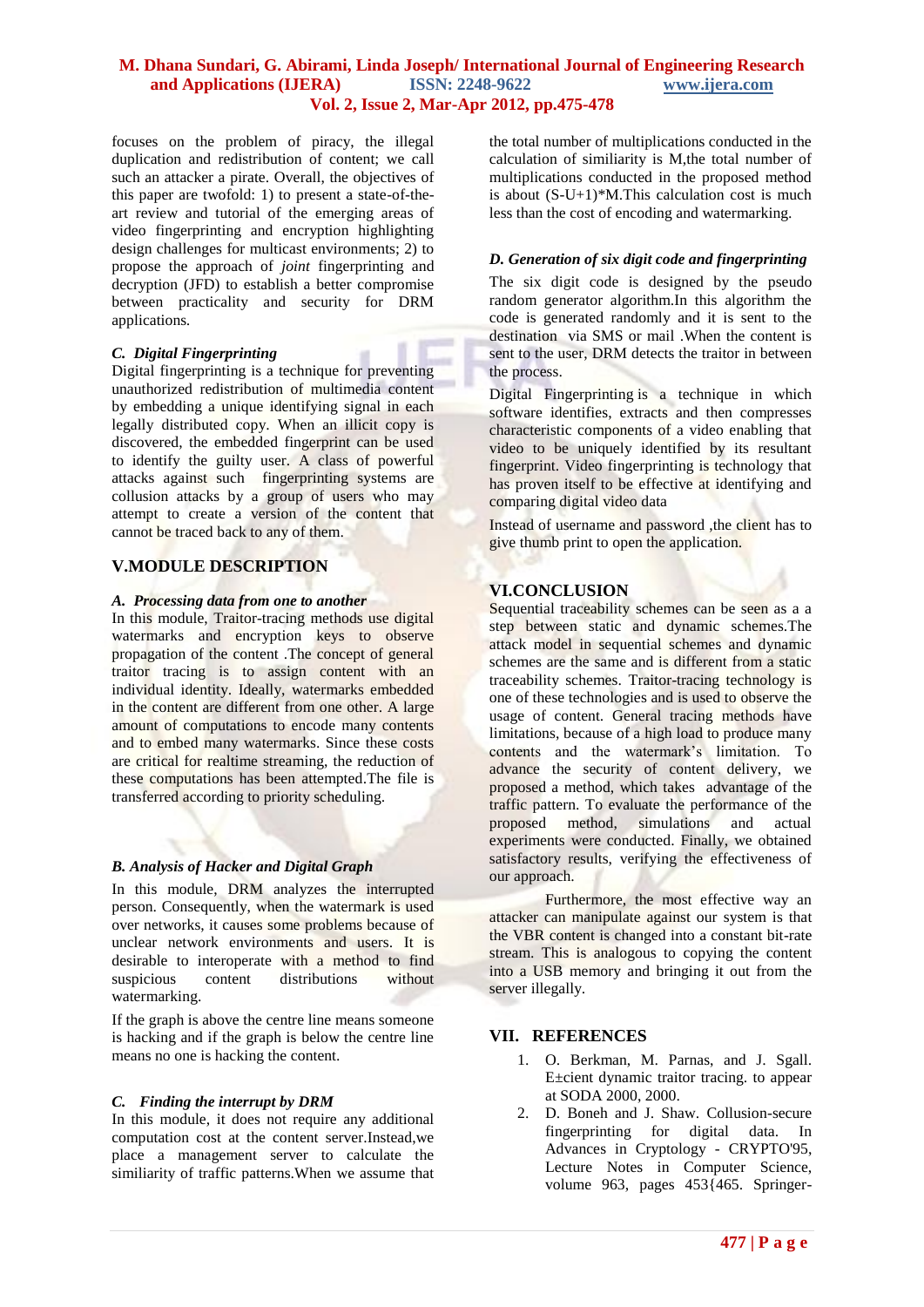focuses on the problem of piracy, the illegal duplication and redistribution of content; we call such an attacker a pirate. Overall, the objectives of this paper are twofold: 1) to present a state-of-the-art review and tutorial of the emerging areas of video fingerprinting and encryption highlighting design challenges for multicast environments; 2) to propose the approach of *joint* fingerprinting and decryption (JFD) to establish a better compromise between practicality and security for DRM applications.

### *C. Digital Fingerprinting*

Digital fingerprinting is a technique for preventing unauthorized redistribution of multimedia content by embedding a unique identifying signal in each legally distributed copy. When an illicit copy is discovered, the embedded fingerprint can be used to identify the guilty user. A class of powerful attacks against such fingerprinting systems are collusion attacks by a group of users who may attempt to create a version of the content that cannot be traced back to any of them.

## V.MODULE DESCRIPTION

### *A. Processing data from one to another*

In this module, Traitor-tracing methods use digital watermarks and encryption keys to observe propagation of the content .The concept of general traitor tracing is to assign content with an individual identity. Ideally, watermarks embedded in the content are different from one other. A large amount of computations to encode many contents and to embed many watermarks. Since these costs are critical for realtime streaming, the reduction of these computations has been attempted.The file is transferred according to priority scheduling.

### *B. Analysis of Hacker and Digital Graph*

In this module, DRM analyzes the interrupted person. Consequently, when the watermark is used over networks, it causes some problems because of unclear network environments and users. It is desirable to interoperate with a method to find suspicious content distributions without watermarking.

If the graph is above the centre line means someone is hacking and if the graph is below the centre line means no one is hacking the content.

### *C. Finding the interrupt by DRM*

In this module, it does not require any additional computation cost at the content server.Instead,we place a management server to calculate the similiarity of traffic patterns.When we assume that the total number of multiplications conducted in the calculation of similiarity is M,the total number of multiplications conducted in the proposed method is about (S-U+1)*M.This calculation cost is much less than the cost of encoding and watermarking.

### *D. Generation of six digit code and fingerprinting*

The six digit code is designed by the pseudo random generator algorithm.In this algorithm the code is generated randomly and it is sent to the destination via SMS or mail .When the content is sent to the user, DRM detects the traitor in between the process.

Digital Fingerprinting is a technique in which software identifies, extracts and then compresses characteristic components of a video enabling that video to be uniquely identified by its resultant fingerprint. Video fingerprinting is technology that has proven itself to be effective at identifying and comparing digital video data

Instead of username and password ,the client has to give thumb print to open the application.

## VI.CONCLUSION

Sequential traceability schemes can be seen as a a step between static and dynamic schemes.The attack model in sequential schemes and dynamic schemes are the same and is different from a static traceability schemes. Traitor-tracing technology is one of these technologies and is used to observe the usage of content. General tracing methods have limitations, because of a high load to produce many contents and the watermark's limitation. To advance the security of content delivery, we proposed a method, which takes advantage of the traffic pattern. To evaluate the performance of the proposed method, simulations and actual experiments were conducted. Finally, we obtained satisfactory results, verifying the effectiveness of our approach.

Furthermore, the most effective way an attacker can manipulate against our system is that the VBR content is changed into a constant bit-rate stream. This is analogous to copying the content into a USB memory and bringing it out from the server illegally.

## VII. REFERENCES

1. O. Berkman, M. Parnas, and J. Sgall. E±cient dynamic traitor tracing. to appear at SODA 2000, 2000.
2. D. Boneh and J. Shaw. Collusion-secure fingerprinting for digital data. In Advances in Cryptology - CRYPTO'95, Lecture Notes in Computer Science, volume 963, pages 453{465. Springer-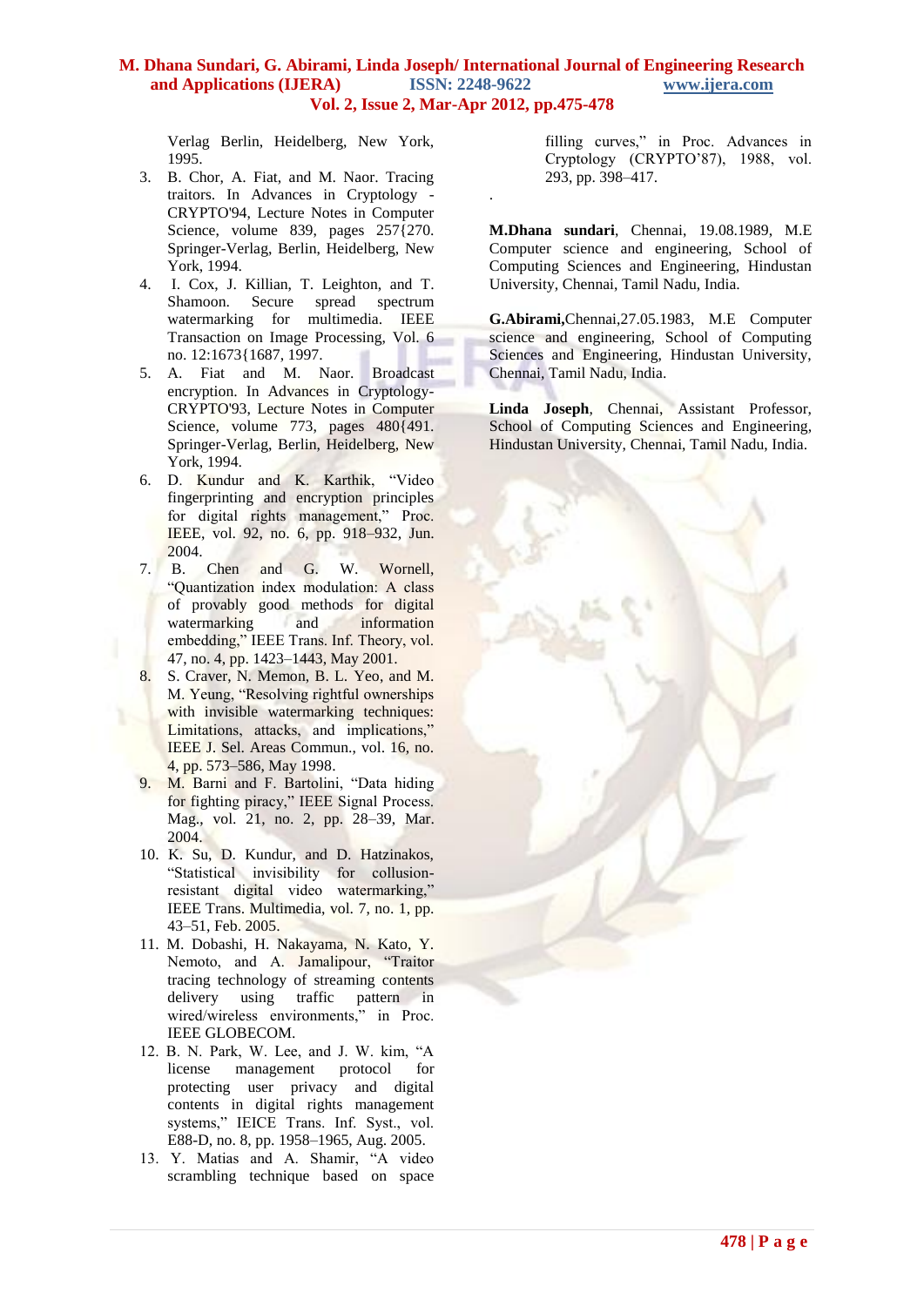Verlag Berlin, Heidelberg, New York, 1995.

3. B. Chor, A. Fiat, and M. Naor. Tracing traitors. In Advances in Cryptology - CRYPTO'94, Lecture Notes in Computer Science, volume 839, pages 257{270. Springer-Verlag, Berlin, Heidelberg, New York, 1994.
4. I. Cox, J. Killian, T. Leighton, and T. Shamoon. Secure spread spectrum watermarking for multimedia. IEEE Transaction on Image Processing, Vol. 6 no. 12:1673{1687, 1997.
5. A. Fiat and M. Naor. Broadcast encryption. In Advances in Cryptology-CRYPTO'93, Lecture Notes in Computer Science, volume 773, pages 480{491. Springer-Verlag, Berlin, Heidelberg, New York, 1994.
6. D. Kundur and K. Karthik, "Video fingerprinting and encryption principles for digital rights management," Proc. IEEE, vol. 92, no. 6, pp. 918–932, Jun. 2004.
7. B. Chen and G. W. Wornell, "Quantization index modulation: A class of provably good methods for digital watermarking and information embedding," IEEE Trans. Inf. Theory, vol. 47, no. 4, pp. 1423–1443, May 2001.
8. S. Craver, N. Memon, B. L. Yeo, and M. M. Yeung, "Resolving rightful ownerships with invisible watermarking techniques: Limitations, attacks, and implications," IEEE J. Sel. Areas Commun., vol. 16, no. 4, pp. 573–586, May 1998.
9. M. Barni and F. Bartolini, "Data hiding for fighting piracy," IEEE Signal Process. Mag., vol. 21, no. 2, pp. 28–39, Mar. 2004.
10. K. Su, D. Kundur, and D. Hatzinakos, "Statistical invisibility for collision-resistant digital video watermarking," IEEE Trans. Multimedia, vol. 7, no. 1, pp. 43–51, Feb. 2005.
11. M. Dobashi, H. Nakayama, N. Kato, Y. Nemoto, and A. Jamalipour, "Traitor tracing technology of streaming contents delivery using traffic pattern in wired/wireless environments," in Proc. IEEE GLOBECOM.
12. B. N. Park, W. Lee, and J. W. kim, "A license management protocol for protecting user privacy and digital contents in digital rights management systems," IEICE Trans. Inf. Syst., vol. E88-D, no. 8, pp. 1958–1965, Aug. 2005.
13. Y. Matias and A. Shamir, "A video scrambling technique based on space filling curves," in Proc. Advances in Cryptology (CRYPTO'87), 1988, vol. 293, pp. 398–417.

.

**M.Dhana sundari**, Chennai, 19.08.1989, M.E Computer science and engineering, School of Computing Sciences and Engineering, Hindustan University, Chennai, Tamil Nadu, India.

**G.Abirami,**Chennai,27.05.1983, M.E Computer science and engineering, School of Computing Sciences and Engineering, Hindustan University, Chennai, Tamil Nadu, India.

**Linda Joseph**, Chennai, Assistant Professor, School of Computing Sciences and Engineering, Hindustan University, Chennai, Tamil Nadu, India.